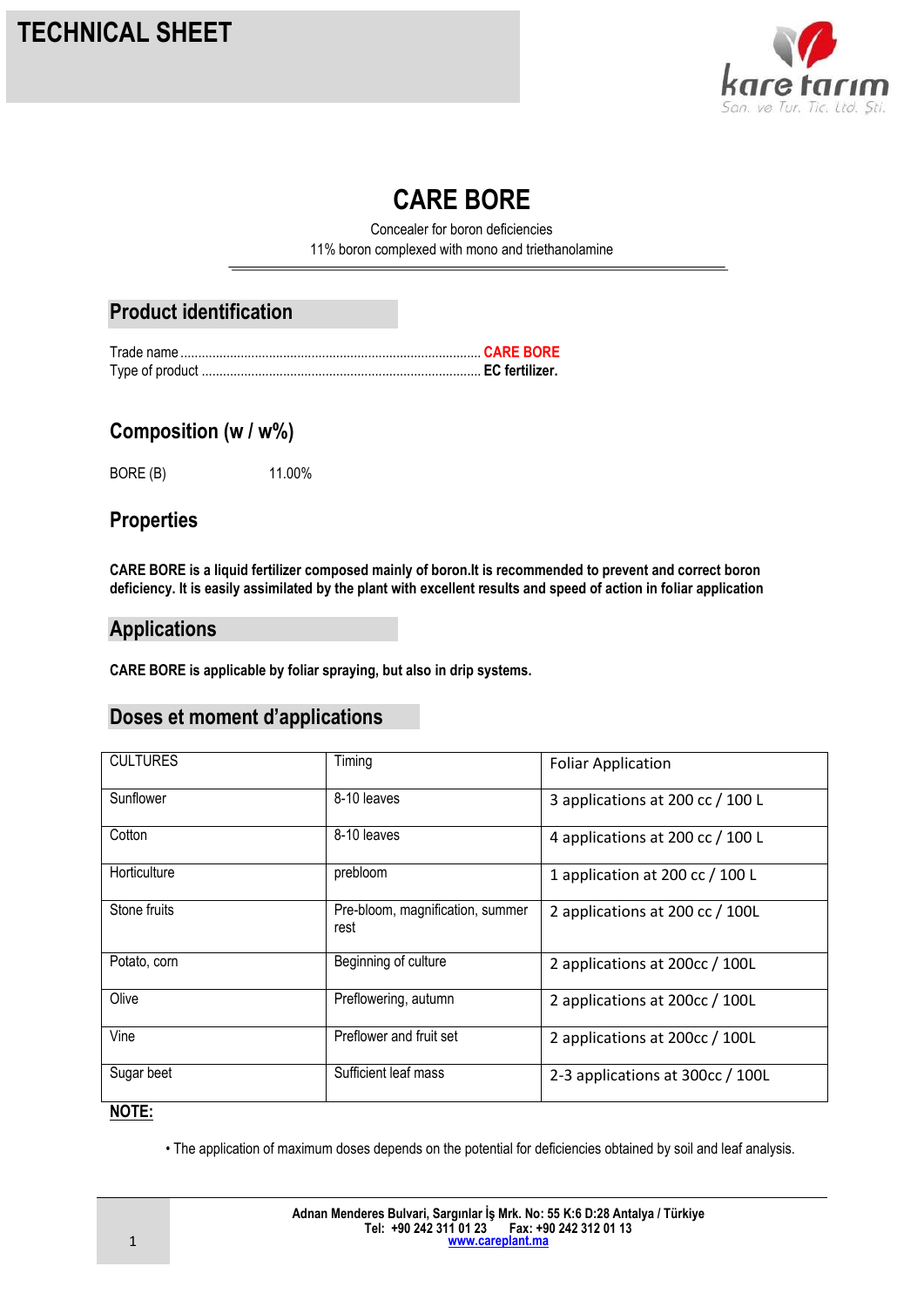# TECHNICAL SHEET

kare tarım
San. ve Tur. Tic. Ltd. Şti.

# CARE BORE

Concealer for boron deficiencies

11% boron complexed with mono and triethanolamine

## Product identification

Trade name .................................................................................... **CARE BORE**
Type of product .............................................................................. **EC fertilizer.**

## Composition (w / w%)

BORE (B) 11.00%

## Properties

**CARE BORE is a liquid fertilizer composed mainly of boron.It is recommended to prevent and correct boron deficiency. It is easily assimilated by the plant with excellent results and speed of action in foliar application**

## Applications

**CARE BORE is applicable by foliar spraying, but also in drip systems.**

## Doses et moment d'applications

| CULTURES | Timing | Foliar Application |
|---|---|---|
| Sunflower | 8-10 leaves | 3 applications at 200 cc / 100 L |
| Cotton | 8-10 leaves | 4 applications at 200 cc / 100 L |
| Horticulture | prebloom | 1 application at 200 cc / 100 L |
| Stone fruits | Pre-bloom, magnification, summer rest | 2 applications at 200 cc / 100L |
| Potato, corn | Beginning of culture | 2 applications at 200cc / 100L |
| Olive | Preflowering, autumn | 2 applications at 200cc / 100L |
| Vine | Preflower and fruit set | 2 applications at 200cc / 100L |
| Sugar beet | Sufficient leaf mass | 2-3 applications at 300cc / 100L |

**NOTE:**

- The application of maximum doses depends on the potential for deficiencies obtained by soil and leaf analysis.

**Adnan Menderes Bulvari, Sargınlar İş Mrk. No: 55 K:6 D:28 Antalya / Türkiye**
**Tel: +90 242 311 01 23 Fax: +90 242 312 01 13**
**www.careplant.ma**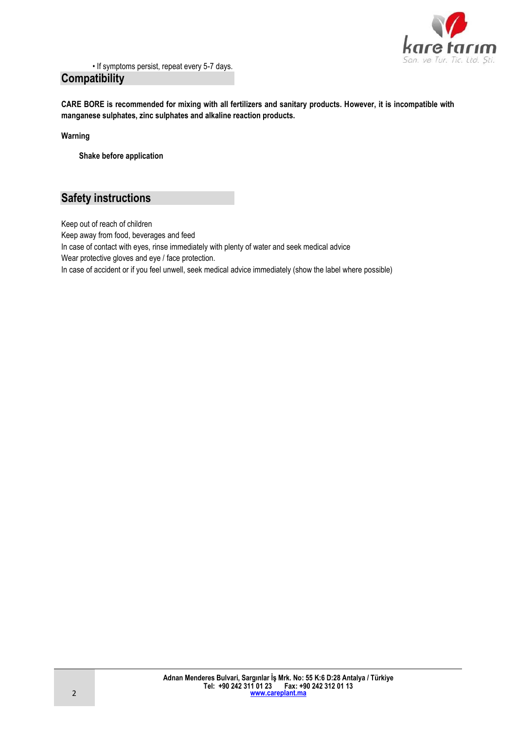• If symptoms persist, repeat every 5-7 days.

## Compatibility

**CARE BORE is recommended for mixing with all fertilizers and sanitary products. However, it is incompatible with manganese sulphates, zinc sulphates and alkaline reaction products.**

**Warning**

**Shake before application**

## Safety instructions

Keep out of reach of children
Keep away from food, beverages and feed
In case of contact with eyes, rinse immediately with plenty of water and seek medical advice
Wear protective gloves and eye / face protection.
In case of accident or if you feel unwell, seek medical advice immediately (show the label where possible)